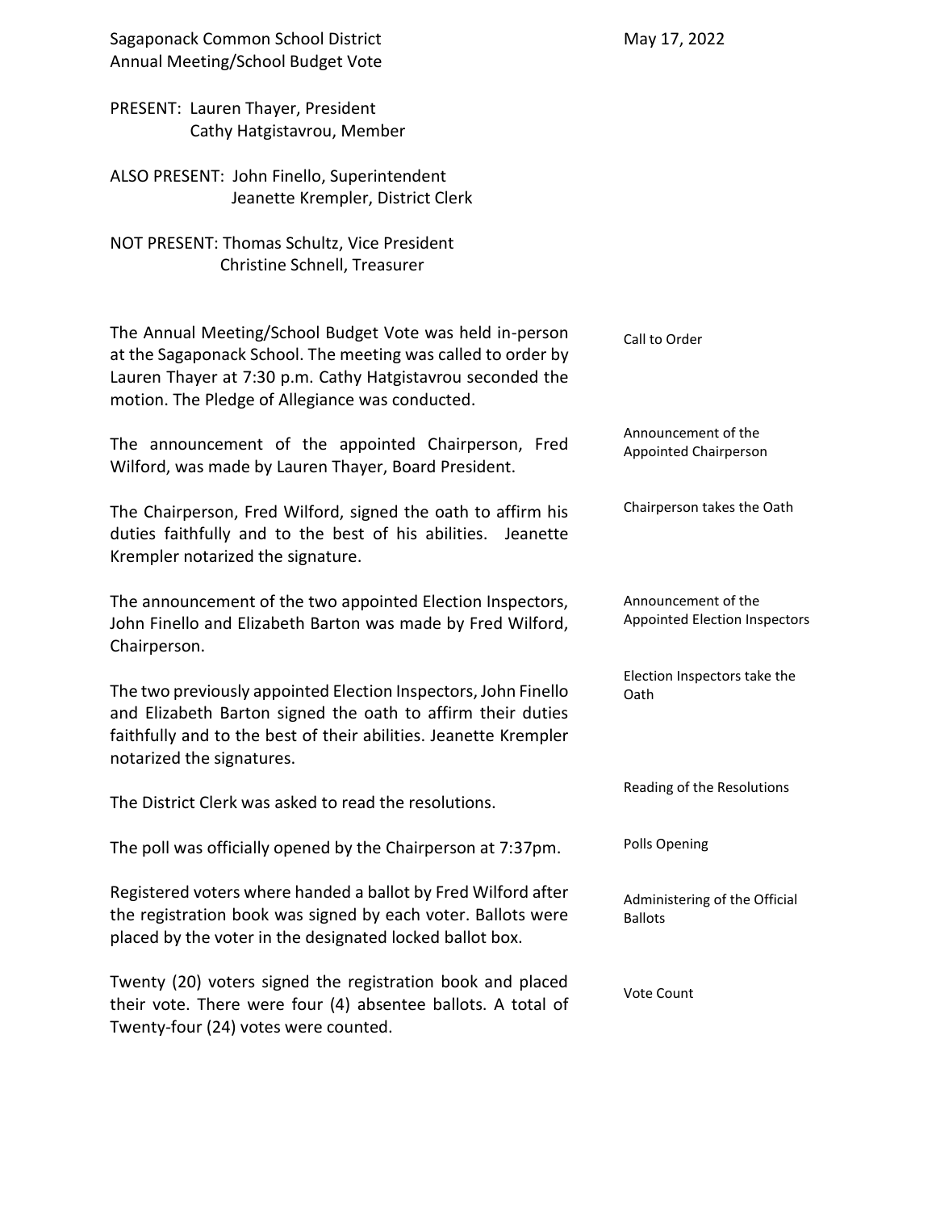Sagaponack Common School District
Annual Meeting/School Budget Vote

May 17, 2022

PRESENT: Lauren Thayer, President
Cathy Hatgistavrou, Member

ALSO PRESENT: John Finello, Superintendent
Jeanette Krempler, District Clerk

NOT PRESENT: Thomas Schultz, Vice President
Christine Schnell, Treasurer

**Call to Order**

The Annual Meeting/School Budget Vote was held in-person at the Sagaponack School. The meeting was called to order by Lauren Thayer at 7:30 p.m. Cathy Hatgistavrou seconded the motion. The Pledge of Allegiance was conducted.

**Announcement of the Appointed Chairperson**

The announcement of the appointed Chairperson, Fred Wilford, was made by Lauren Thayer, Board President.

**Chairperson takes the Oath**

The Chairperson, Fred Wilford, signed the oath to affirm his duties faithfully and to the best of his abilities. Jeanette Krempler notarized the signature.

**Announcement of the Appointed Election Inspectors**

The announcement of the two appointed Election Inspectors, John Finello and Elizabeth Barton was made by Fred Wilford, Chairperson.

**Election Inspectors take the Oath**

The two previously appointed Election Inspectors, John Finello and Elizabeth Barton signed the oath to affirm their duties faithfully and to the best of their abilities. Jeanette Krempler notarized the signatures.

**Reading of the Resolutions**

The District Clerk was asked to read the resolutions.

**Polls Opening**

The poll was officially opened by the Chairperson at 7:37pm.

**Administering of the Official Ballots**

Registered voters where handed a ballot by Fred Wilford after the registration book was signed by each voter. Ballots were placed by the voter in the designated locked ballot box.

**Vote Count**

Twenty (20) voters signed the registration book and placed their vote. There were four (4) absentee ballots. A total of Twenty-four (24) votes were counted.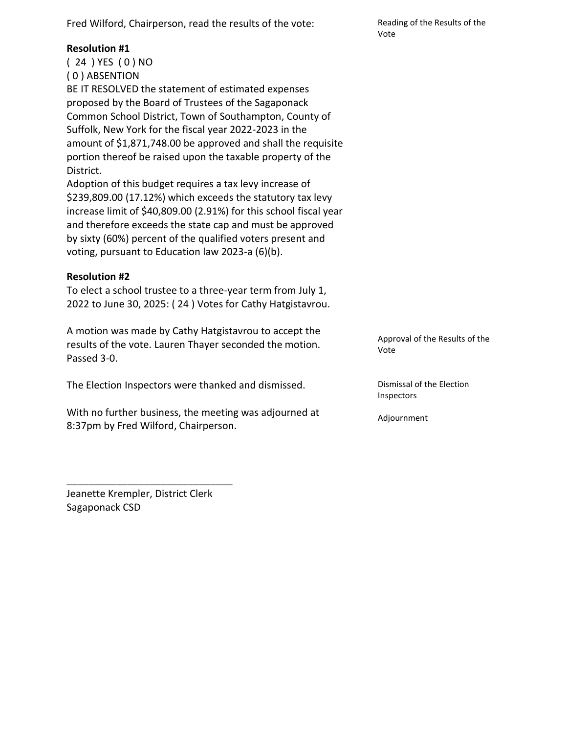Fred Wilford, Chairperson, read the results of the vote:

Reading of the Results of the Vote

**Resolution #1**

( 24 ) YES ( 0 ) NO
( 0 ) ABSENTION

BE IT RESOLVED the statement of estimated expenses proposed by the Board of Trustees of the Sagaponack Common School District, Town of Southampton, County of Suffolk, New York for the fiscal year 2022-2023 in the amount of $1,871,748.00 be approved and shall the requisite portion thereof be raised upon the taxable property of the District.

Adoption of this budget requires a tax levy increase of $239,809.00 (17.12%) which exceeds the statutory tax levy increase limit of $40,809.00 (2.91%) for this school fiscal year and therefore exceeds the state cap and must be approved by sixty (60%) percent of the qualified voters present and voting, pursuant to Education law 2023-a (6)(b).

**Resolution #2**

To elect a school trustee to a three-year term from July 1, 2022 to June 30, 2025: ( 24 ) Votes for Cathy Hatgistavrou.

Approval of the Results of the Vote

A motion was made by Cathy Hatgistavrou to accept the results of the vote. Lauren Thayer seconded the motion. Passed 3-0.

Dismissal of the Election Inspectors

The Election Inspectors were thanked and dismissed.

Adjournment

With no further business, the meeting was adjourned at 8:37pm by Fred Wilford, Chairperson.

______________________________

Jeanette Krempler, District Clerk
Sagaponack CSD